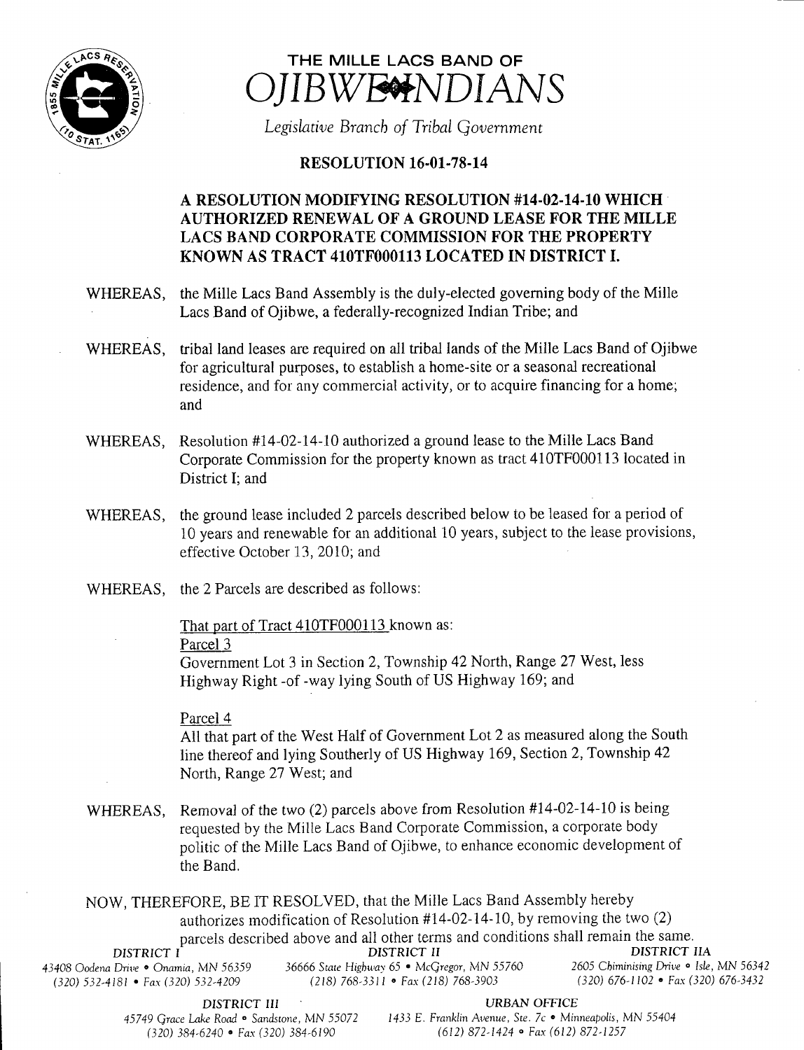# THE MILLE LACS BAND OF OJIBWE INDIANS

*Legislative Branch of Tribal Government*

## RESOLUTION 16-01-78-14

### A RESOLUTION MODIFYING RESOLUTION #14-02-14-10 WHICH AUTHORIZED RENEWAL OF A GROUND LEASE FOR THE MILLE LACS BAND CORPORATE COMMISSION FOR THE PROPERTY KNOWN AS TRACT 410TF000113 LOCATED IN DISTRICT I.

WHEREAS, the Mille Lacs Band Assembly is the duly-elected governing body of the Mille Lacs Band of Ojibwe, a federally-recognized Indian Tribe; and

WHEREAS, tribal land leases are required on all tribal lands of the Mille Lacs Band of Ojibwe for agricultural purposes, to establish a home-site or a seasonal recreational residence, and for any commercial activity, or to acquire financing for a home; and

WHEREAS, Resolution #14-02-14-10 authorized a ground lease to the Mille Lacs Band Corporate Commission for the property known as tract 410TF000113 located in District I; and

WHEREAS, the ground lease included 2 parcels described below to be leased for a period of 10 years and renewable for an additional 10 years, subject to the lease provisions, effective October 13, 2010; and

WHEREAS, the 2 Parcels are described as follows:

That part of Tract 410TF000113 known as:

Parcel 3

Government Lot 3 in Section 2, Township 42 North, Range 27 West, less Highway Right -of -way lying South of US Highway 169; and

Parcel 4

All that part of the West Half of Government Lot 2 as measured along the South line thereof and lying Southerly of US Highway 169, Section 2, Township 42 North, Range 27 West; and

WHEREAS, Removal of the two (2) parcels above from Resolution #14-02-14-10 is being requested by the Mille Lacs Band Corporate Commission, a corporate body politic of the Mille Lacs Band of Ojibwe, to enhance economic development of the Band.

NOW, THEREFORE, BE IT RESOLVED, that the Mille Lacs Band Assembly hereby authorizes modification of Resolution #14-02-14-10, by removing the two (2) parcels described above and all other terms and conditions shall remain the same.

DISTRICT I
43408 Oodena Drive • Onamia, MN 56359
(320) 532-4181 • Fax (320) 532-4209

DISTRICT II
36666 State Highway 65 • McGregor, MN 55760
(218) 768-3311 • Fax (218) 768-3903

DISTRICT IIA
2605 Chiminising Drive • Isle, MN 56342
(320) 676-1102 • Fax (320) 676-3432

DISTRICT III
45749 Grace Lake Road • Sandstone, MN 55072
(320) 384-6240 • Fax (320) 384-6190

URBAN OFFICE
1433 E. Franklin Avenue, Ste. 7c • Minneapolis, MN 55404
(612) 872-1424 • Fax (612) 872-1257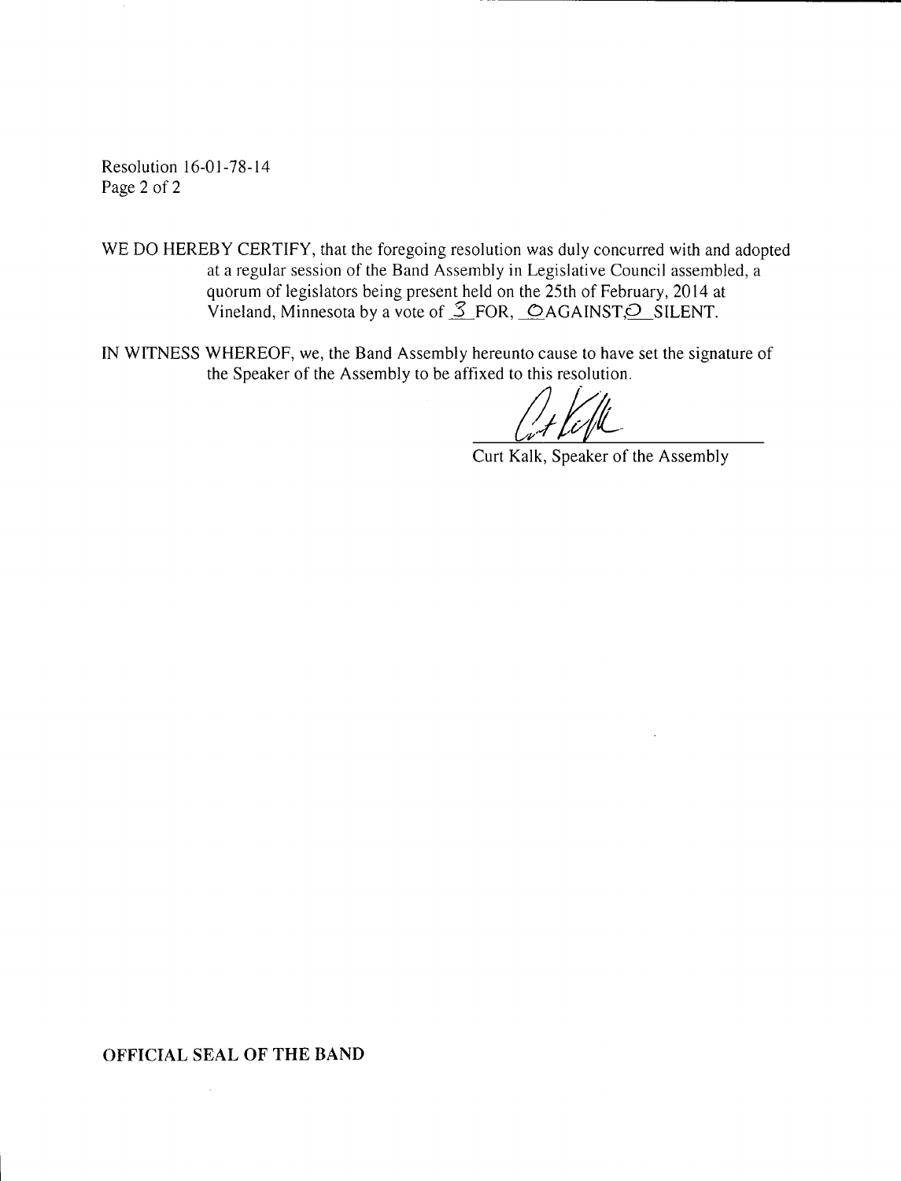Resolution 16-01-78-14

WE DO HEREBY CERTIFY, that the foregoing resolution was duly concurred with and adopted at a regular session of the Band Assembly in Legislative Council assembled, a quorum of legislators being present held on the 25th of February, 2014 at Vineland, Minnesota by a vote of 3 FOR, 0 AGAINST, 0 SILENT.

IN WITNESS WHEREOF, we, the Band Assembly hereunto cause to have set the signature of the Speaker of the Assembly to be affixed to this resolution.

Curt Kalk, Speaker of the Assembly

**OFFICIAL SEAL OF THE BAND**